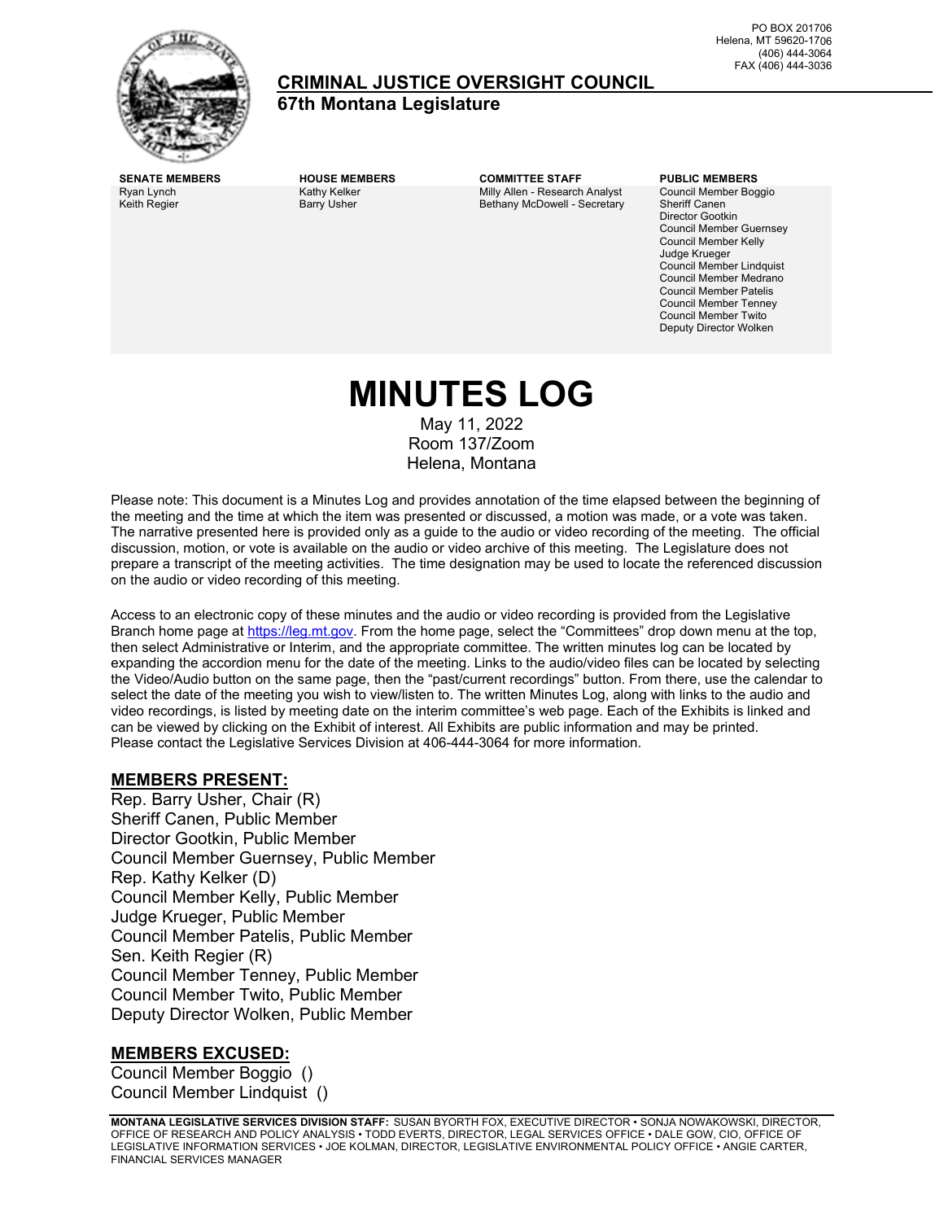PO BOX 201706
Helena, MT 59620-1706
(406) 444-3064
FAX (406) 444-3036

# CRIMINAL JUSTICE OVERSIGHT COUNCIL
## 67th Montana Legislature

| SENATE MEMBERS | HOUSE MEMBERS | COMMITTEE STAFF | PUBLIC MEMBERS |
|---|---|---|---|
| Ryan Lynch | Kathy Kelker | Milly Allen - Research Analyst | Council Member Boggio |
| Keith Regier | Barry Usher | Bethany McDowell - Secretary | Sheriff Canen |
| | | | Director Gootkin |
| | | | Council Member Guernsey |
| | | | Council Member Kelly |
| | | | Judge Krueger |
| | | | Council Member Lindquist |
| | | | Council Member Medrano |
| | | | Council Member Patelis |
| | | | Council Member Tenney |
| | | | Council Member Twito |
| | | | Deputy Director Wolken |

# MINUTES LOG

May 11, 2022
Room 137/Zoom
Helena, Montana

Please note: This document is a Minutes Log and provides annotation of the time elapsed between the beginning of the meeting and the time at which the item was presented or discussed, a motion was made, or a vote was taken. The narrative presented here is provided only as a guide to the audio or video recording of the meeting. The official discussion, motion, or vote is available on the audio or video archive of this meeting. The Legislature does not prepare a transcript of the meeting activities. The time designation may be used to locate the referenced discussion on the audio or video recording of this meeting.

Access to an electronic copy of these minutes and the audio or video recording is provided from the Legislative Branch home page at https://leg.mt.gov. From the home page, select the "Committees" drop down menu at the top, then select Administrative or Interim, and the appropriate committee. The written minutes log can be located by expanding the accordion menu for the date of the meeting. Links to the audio/video files can be located by selecting the Video/Audio button on the same page, then the "past/current recordings" button. From there, use the calendar to select the date of the meeting you wish to view/listen to. The written Minutes Log, along with links to the audio and video recordings, is listed by meeting date on the interim committee's web page. Each of the Exhibits is linked and can be viewed by clicking on the Exhibit of interest. All Exhibits are public information and may be printed. Please contact the Legislative Services Division at 406-444-3064 for more information.

## MEMBERS PRESENT:

Rep. Barry Usher, Chair (R)
Sheriff Canen, Public Member
Director Gootkin, Public Member
Council Member Guernsey, Public Member
Rep. Kathy Kelker (D)
Council Member Kelly, Public Member
Judge Krueger, Public Member
Council Member Patelis, Public Member
Sen. Keith Regier (R)
Council Member Tenney, Public Member
Council Member Twito, Public Member
Deputy Director Wolken, Public Member

## MEMBERS EXCUSED:

Council Member Boggio ()
Council Member Lindquist ()

**MONTANA LEGISLATIVE SERVICES DIVISION STAFF:** SUSAN BYORTH FOX, EXECUTIVE DIRECTOR • SONJA NOWAKOWSKI, DIRECTOR, OFFICE OF RESEARCH AND POLICY ANALYSIS • TODD EVERTS, DIRECTOR, LEGAL SERVICES OFFICE • DALE GOW, CIO, OFFICE OF LEGISLATIVE INFORMATION SERVICES • JOE KOLMAN, DIRECTOR, LEGISLATIVE ENVIRONMENTAL POLICY OFFICE • ANGIE CARTER, FINANCIAL SERVICES MANAGER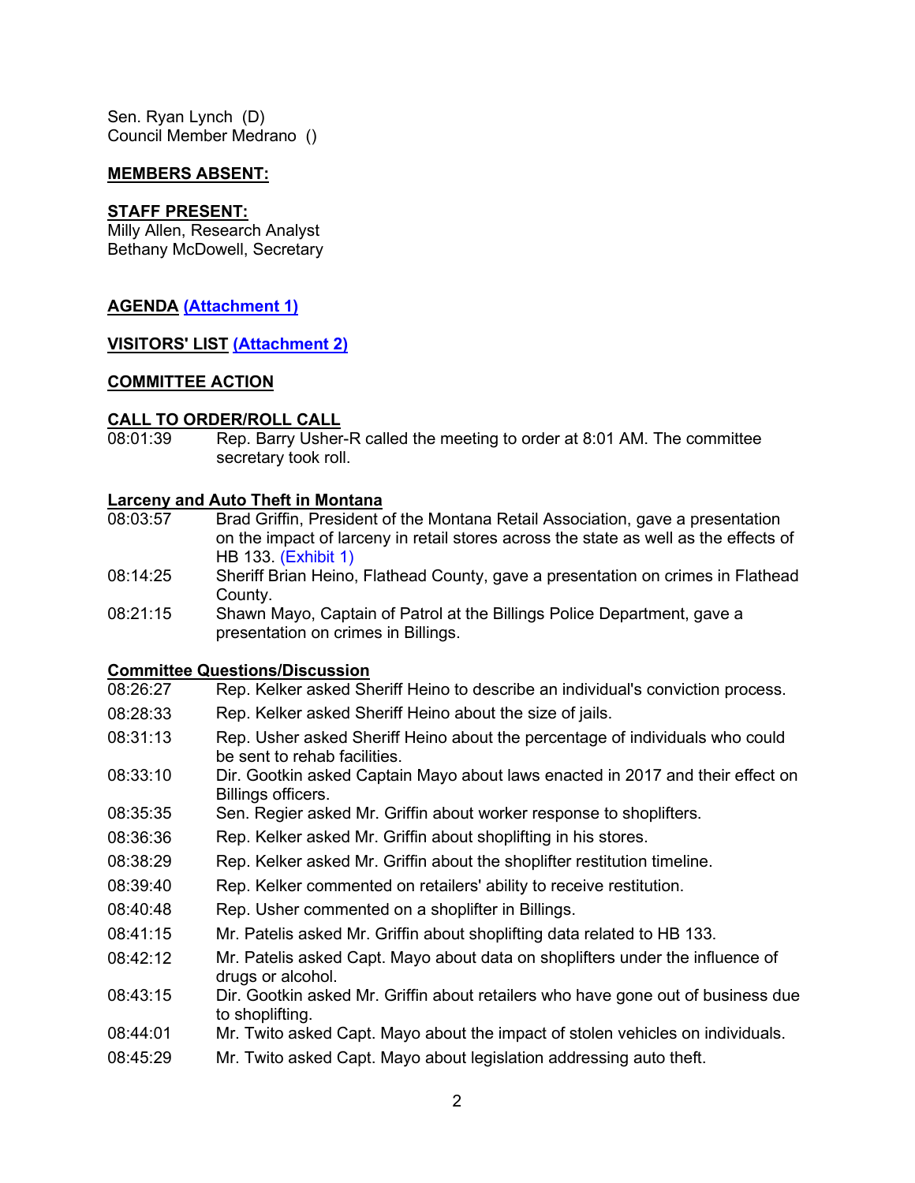Sen. Ryan Lynch (D)
Council Member Medrano ()

**MEMBERS ABSENT:**

**STAFF PRESENT:**
Milly Allen, Research Analyst
Bethany McDowell, Secretary

**AGENDA (Attachment 1)**

**VISITORS' LIST (Attachment 2)**

**COMMITTEE ACTION**

**CALL TO ORDER/ROLL CALL**

08:01:39 Rep. Barry Usher-R called the meeting to order at 8:01 AM. The committee secretary took roll.

**Larceny and Auto Theft in Montana**

08:03:57 Brad Griffin, President of the Montana Retail Association, gave a presentation on the impact of larceny in retail stores across the state as well as the effects of HB 133. (Exhibit 1)

08:14:25 Sheriff Brian Heino, Flathead County, gave a presentation on crimes in Flathead County.

08:21:15 Shawn Mayo, Captain of Patrol at the Billings Police Department, gave a presentation on crimes in Billings.

**Committee Questions/Discussion**

08:26:27 Rep. Kelker asked Sheriff Heino to describe an individual's conviction process.

08:28:33 Rep. Kelker asked Sheriff Heino about the size of jails.

08:31:13 Rep. Usher asked Sheriff Heino about the percentage of individuals who could be sent to rehab facilities.

08:33:10 Dir. Gootkin asked Captain Mayo about laws enacted in 2017 and their effect on Billings officers.

08:35:35 Sen. Regier asked Mr. Griffin about worker response to shoplifters.

08:36:36 Rep. Kelker asked Mr. Griffin about shoplifting in his stores.

08:38:29 Rep. Kelker asked Mr. Griffin about the shoplifter restitution timeline.

08:39:40 Rep. Kelker commented on retailers' ability to receive restitution.

08:40:48 Rep. Usher commented on a shoplifter in Billings.

08:41:15 Mr. Patelis asked Mr. Griffin about shoplifting data related to HB 133.

08:42:12 Mr. Patelis asked Capt. Mayo about data on shoplifters under the influence of drugs or alcohol.

08:43:15 Dir. Gootkin asked Mr. Griffin about retailers who have gone out of business due to shoplifting.

08:44:01 Mr. Twito asked Capt. Mayo about the impact of stolen vehicles on individuals.

08:45:29 Mr. Twito asked Capt. Mayo about legislation addressing auto theft.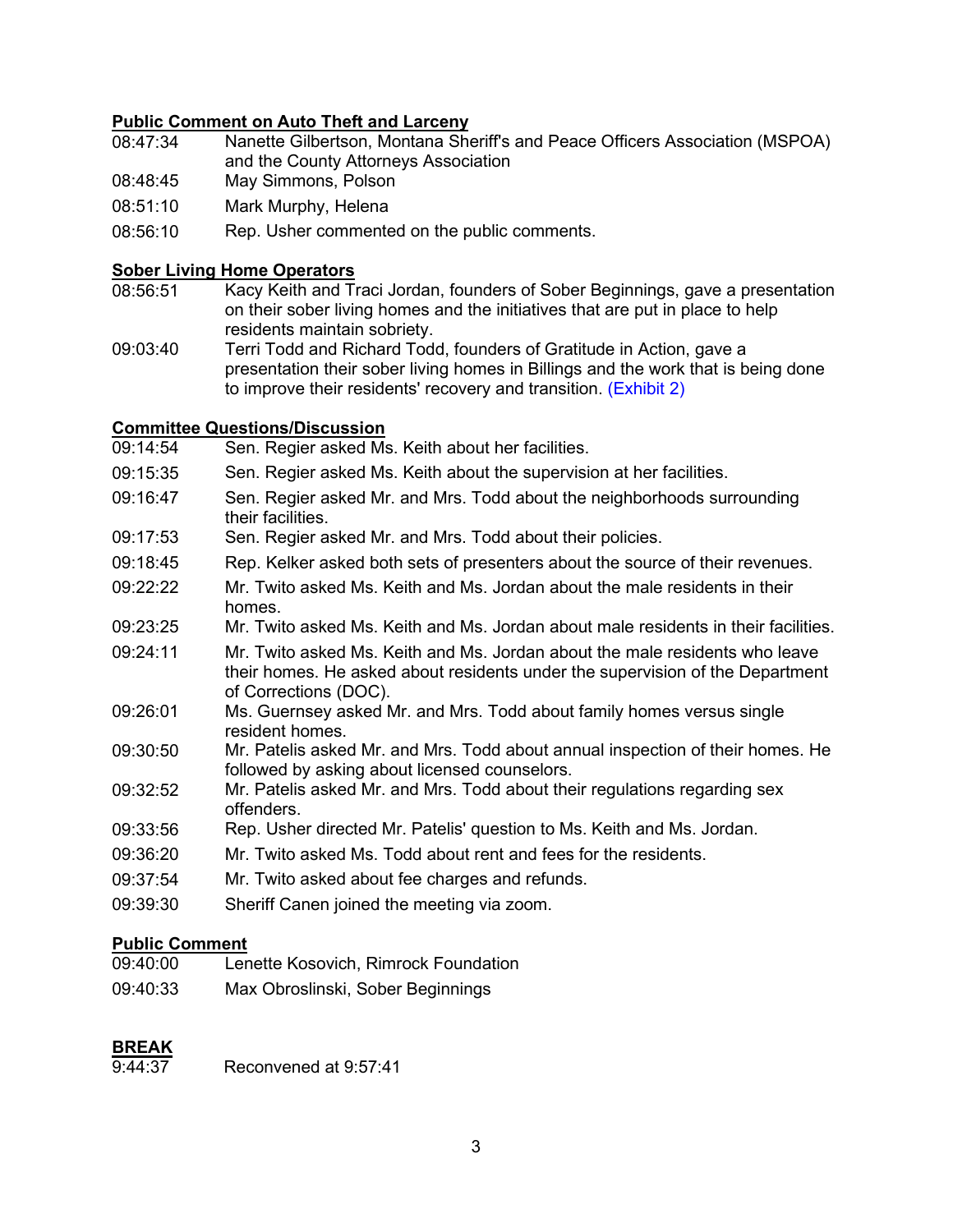**Public Comment on Auto Theft and Larceny**

08:47:34 Nanette Gilbertson, Montana Sheriff's and Peace Officers Association (MSPOA) and the County Attorneys Association

08:48:45 May Simmons, Polson

08:51:10 Mark Murphy, Helena

08:56:10 Rep. Usher commented on the public comments.

**Sober Living Home Operators**

08:56:51 Kacy Keith and Traci Jordan, founders of Sober Beginnings, gave a presentation on their sober living homes and the initiatives that are put in place to help residents maintain sobriety.

09:03:40 Terri Todd and Richard Todd, founders of Gratitude in Action, gave a presentation their sober living homes in Billings and the work that is being done to improve their residents' recovery and transition. (Exhibit 2)

**Committee Questions/Discussion**

09:14:54 Sen. Regier asked Ms. Keith about her facilities.

09:15:35 Sen. Regier asked Ms. Keith about the supervision at her facilities.

09:16:47 Sen. Regier asked Mr. and Mrs. Todd about the neighborhoods surrounding their facilities.

09:17:53 Sen. Regier asked Mr. and Mrs. Todd about their policies.

09:18:45 Rep. Kelker asked both sets of presenters about the source of their revenues.

09:22:22 Mr. Twito asked Ms. Keith and Ms. Jordan about the male residents in their homes.

09:23:25 Mr. Twito asked Ms. Keith and Ms. Jordan about male residents in their facilities.

09:24:11 Mr. Twito asked Ms. Keith and Ms. Jordan about the male residents who leave their homes. He asked about residents under the supervision of the Department of Corrections (DOC).

09:26:01 Ms. Guernsey asked Mr. and Mrs. Todd about family homes versus single resident homes.

09:30:50 Mr. Patelis asked Mr. and Mrs. Todd about annual inspection of their homes. He followed by asking about licensed counselors.

09:32:52 Mr. Patelis asked Mr. and Mrs. Todd about their regulations regarding sex offenders.

09:33:56 Rep. Usher directed Mr. Patelis' question to Ms. Keith and Ms. Jordan.

09:36:20 Mr. Twito asked Ms. Todd about rent and fees for the residents.

09:37:54 Mr. Twito asked about fee charges and refunds.

09:39:30 Sheriff Canen joined the meeting via zoom.

**Public Comment**

09:40:00 Lenette Kosovich, Rimrock Foundation

09:40:33 Max Obroslinski, Sober Beginnings

**BREAK**

9:44:37 Reconvened at 9:57:41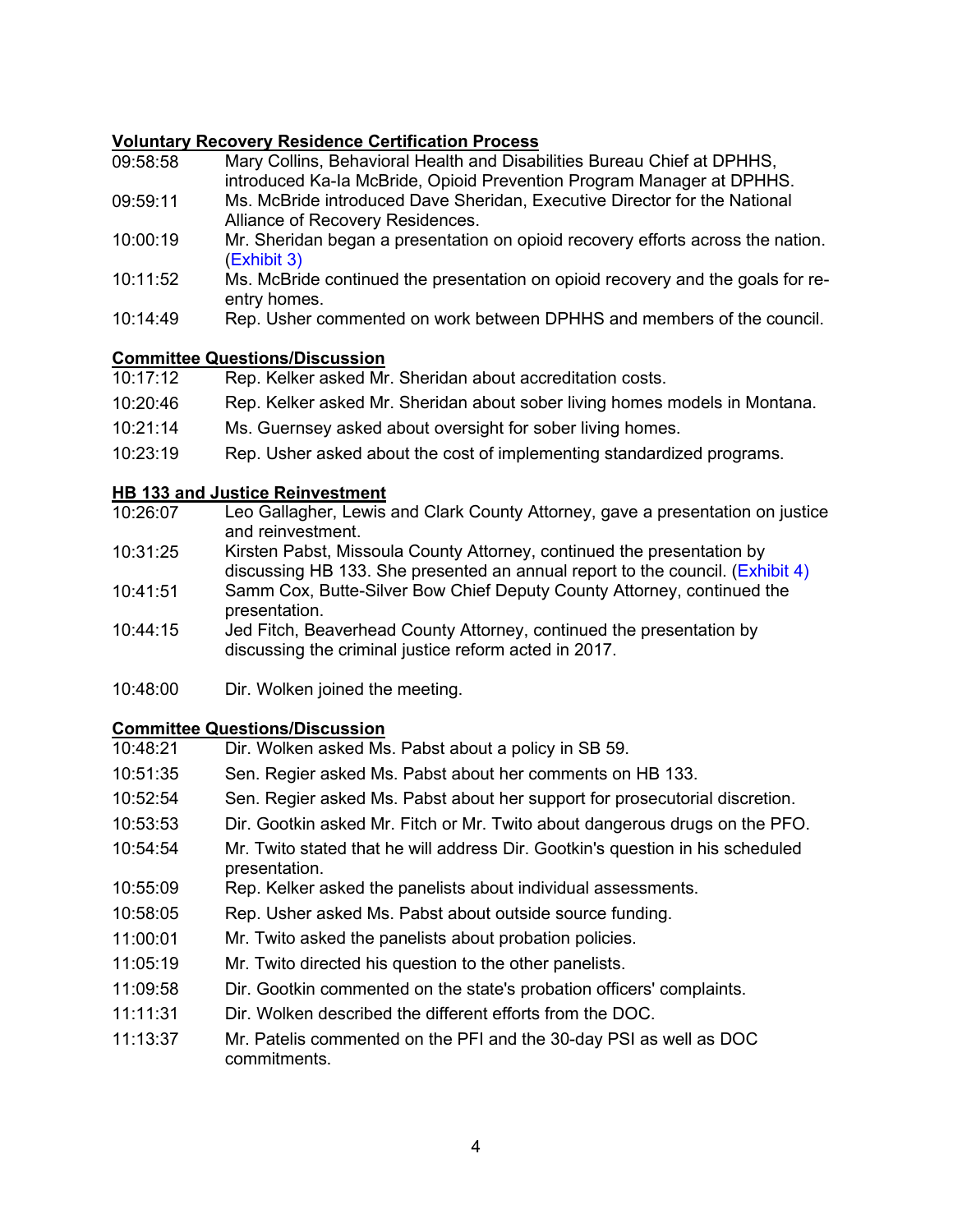**Voluntary Recovery Residence Certification Process**

| | |
|---|---|
| 09:58:58 | Mary Collins, Behavioral Health and Disabilities Bureau Chief at DPHHS, introduced Ka-la McBride, Opioid Prevention Program Manager at DPHHS. |
| 09:59:11 | Ms. McBride introduced Dave Sheridan, Executive Director for the National Alliance of Recovery Residences. |
| 10:00:19 | Mr. Sheridan began a presentation on opioid recovery efforts across the nation. (Exhibit 3) |
| 10:11:52 | Ms. McBride continued the presentation on opioid recovery and the goals for re-entry homes. |
| 10:14:49 | Rep. Usher commented on work between DPHHS and members of the council. |

**Committee Questions/Discussion**

| | |
|---|---|
| 10:17:12 | Rep. Kelker asked Mr. Sheridan about accreditation costs. |
| 10:20:46 | Rep. Kelker asked Mr. Sheridan about sober living homes models in Montana. |
| 10:21:14 | Ms. Guernsey asked about oversight for sober living homes. |
| 10:23:19 | Rep. Usher asked about the cost of implementing standardized programs. |

**HB 133 and Justice Reinvestment**

| | |
|---|---|
| 10:26:07 | Leo Gallagher, Lewis and Clark County Attorney, gave a presentation on justice and reinvestment. |
| 10:31:25 | Kirsten Pabst, Missoula County Attorney, continued the presentation by discussing HB 133. She presented an annual report to the council. (Exhibit 4) |
| 10:41:51 | Samm Cox, Butte-Silver Bow Chief Deputy County Attorney, continued the presentation. |
| 10:44:15 | Jed Fitch, Beaverhead County Attorney, continued the presentation by discussing the criminal justice reform acted in 2017. |
| 10:48:00 | Dir. Wolken joined the meeting. |

**Committee Questions/Discussion**

| | |
|---|---|
| 10:48:21 | Dir. Wolken asked Ms. Pabst about a policy in SB 59. |
| 10:51:35 | Sen. Regier asked Ms. Pabst about her comments on HB 133. |
| 10:52:54 | Sen. Regier asked Ms. Pabst about her support for prosecutorial discretion. |
| 10:53:53 | Dir. Gootkin asked Mr. Fitch or Mr. Twito about dangerous drugs on the PFO. |
| 10:54:54 | Mr. Twito stated that he will address Dir. Gootkin's question in his scheduled presentation. |
| 10:55:09 | Rep. Kelker asked the panelists about individual assessments. |
| 10:58:05 | Rep. Usher asked Ms. Pabst about outside source funding. |
| 11:00:01 | Mr. Twito asked the panelists about probation policies. |
| 11:05:19 | Mr. Twito directed his question to the other panelists. |
| 11:09:58 | Dir. Gootkin commented on the state's probation officers' complaints. |
| 11:11:31 | Dir. Wolken described the different efforts from the DOC. |
| 11:13:37 | Mr. Patelis commented on the PFI and the 30-day PSI as well as DOC commitments. |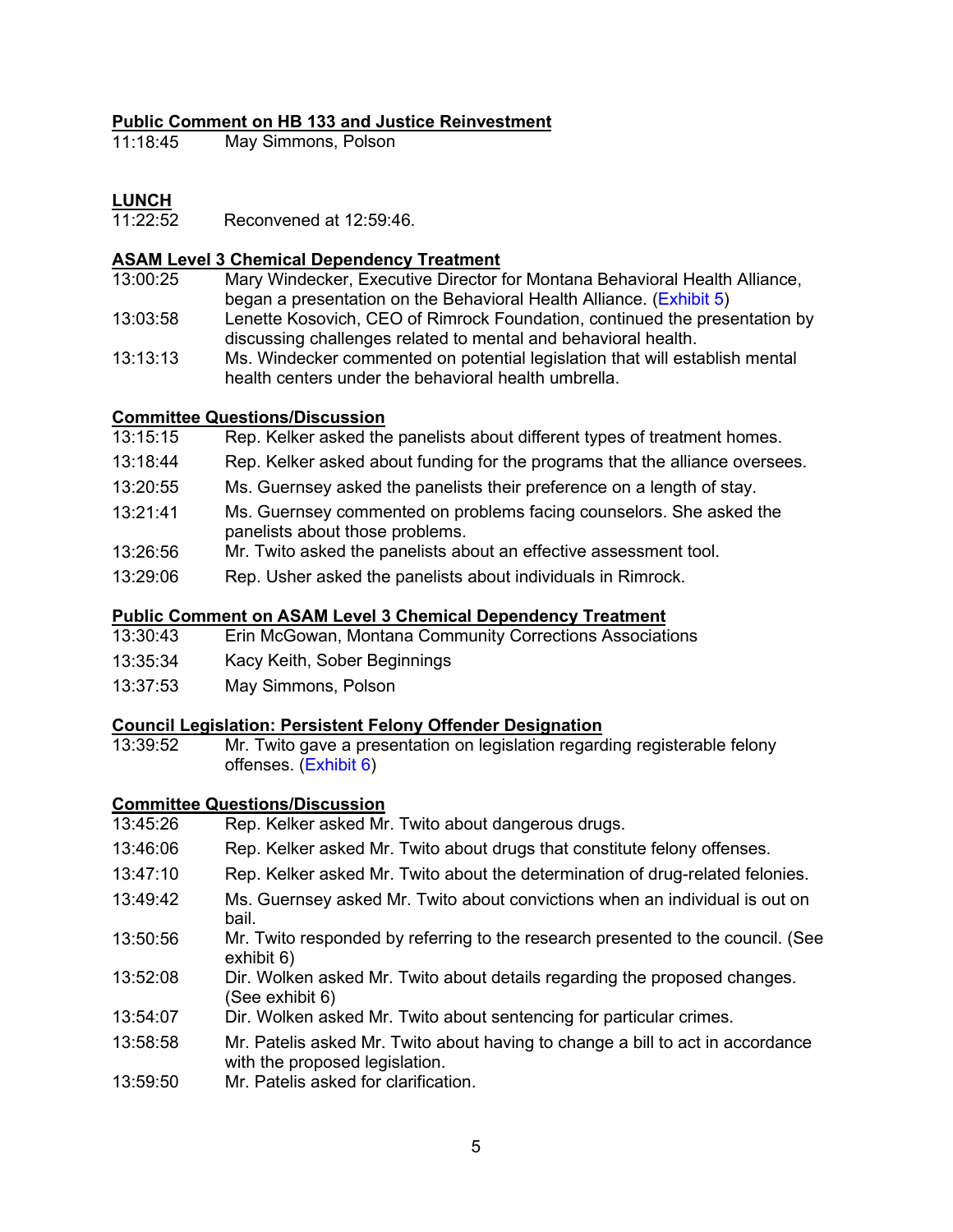**Public Comment on HB 133 and Justice Reinvestment**

| | |
|---|---|
| 11:18:45 | May Simmons, Polson |

**LUNCH**

| | |
|---|---|
| 11:22:52 | Reconvened at 12:59:46. |

**ASAM Level 3 Chemical Dependency Treatment**

| | |
|---|---|
| 13:00:25 | Mary Windecker, Executive Director for Montana Behavioral Health Alliance, began a presentation on the Behavioral Health Alliance. (Exhibit 5) |
| 13:03:58 | Lenette Kosovich, CEO of Rimrock Foundation, continued the presentation by discussing challenges related to mental and behavioral health. |
| 13:13:13 | Ms. Windecker commented on potential legislation that will establish mental health centers under the behavioral health umbrella. |

**Committee Questions/Discussion**

| | |
|---|---|
| 13:15:15 | Rep. Kelker asked the panelists about different types of treatment homes. |
| 13:18:44 | Rep. Kelker asked about funding for the programs that the alliance oversees. |
| 13:20:55 | Ms. Guernsey asked the panelists their preference on a length of stay. |
| 13:21:41 | Ms. Guernsey commented on problems facing counselors. She asked the panelists about those problems. |
| 13:26:56 | Mr. Twito asked the panelists about an effective assessment tool. |
| 13:29:06 | Rep. Usher asked the panelists about individuals in Rimrock. |

**Public Comment on ASAM Level 3 Chemical Dependency Treatment**

| | |
|---|---|
| 13:30:43 | Erin McGowan, Montana Community Corrections Associations |
| 13:35:34 | Kacy Keith, Sober Beginnings |
| 13:37:53 | May Simmons, Polson |

**Council Legislation: Persistent Felony Offender Designation**

| | |
|---|---|
| 13:39:52 | Mr. Twito gave a presentation on legislation regarding registerable felony offenses. (Exhibit 6) |

**Committee Questions/Discussion**

| | |
|---|---|
| 13:45:26 | Rep. Kelker asked Mr. Twito about dangerous drugs. |
| 13:46:06 | Rep. Kelker asked Mr. Twito about drugs that constitute felony offenses. |
| 13:47:10 | Rep. Kelker asked Mr. Twito about the determination of drug-related felonies. |
| 13:49:42 | Ms. Guernsey asked Mr. Twito about convictions when an individual is out on bail. |
| 13:50:56 | Mr. Twito responded by referring to the research presented to the council. (See exhibit 6) |
| 13:52:08 | Dir. Wolken asked Mr. Twito about details regarding the proposed changes. (See exhibit 6) |
| 13:54:07 | Dir. Wolken asked Mr. Twito about sentencing for particular crimes. |
| 13:58:58 | Mr. Patelis asked Mr. Twito about having to change a bill to act in accordance with the proposed legislation. |
| 13:59:50 | Mr. Patelis asked for clarification. |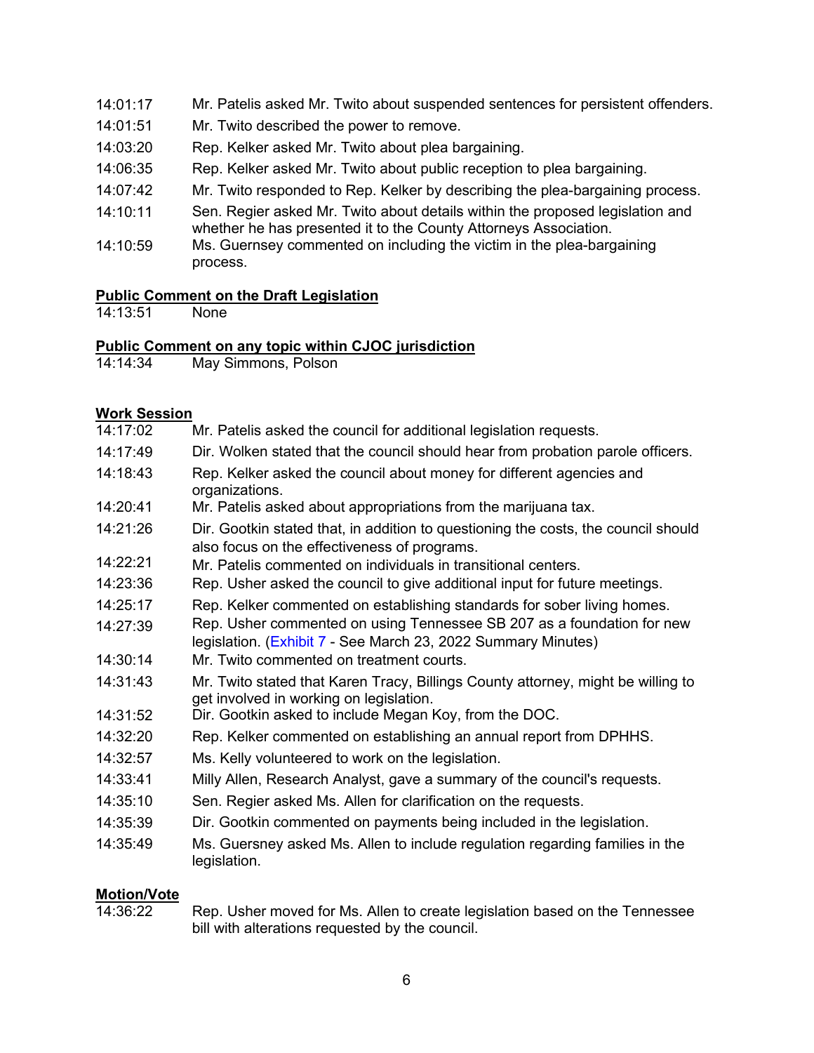| | |
|---|---|
| 14:01:17 | Mr. Patelis asked Mr. Twito about suspended sentences for persistent offenders. |
| 14:01:51 | Mr. Twito described the power to remove. |
| 14:03:20 | Rep. Kelker asked Mr. Twito about plea bargaining. |
| 14:06:35 | Rep. Kelker asked Mr. Twito about public reception to plea bargaining. |
| 14:07:42 | Mr. Twito responded to Rep. Kelker by describing the plea-bargaining process. |
| 14:10:11 | Sen. Regier asked Mr. Twito about details within the proposed legislation and whether he has presented it to the County Attorneys Association. |
| 14:10:59 | Ms. Guernsey commented on including the victim in the plea-bargaining process. |

**Public Comment on the Draft Legislation**

| | |
|---|---|
| 14:13:51 | None |

**Public Comment on any topic within CJOC jurisdiction**

| | |
|---|---|
| 14:14:34 | May Simmons, Polson |

**Work Session**

| | |
|---|---|
| 14:17:02 | Mr. Patelis asked the council for additional legislation requests. |
| 14:17:49 | Dir. Wolken stated that the council should hear from probation parole officers. |
| 14:18:43 | Rep. Kelker asked the council about money for different agencies and organizations. |
| 14:20:41 | Mr. Patelis asked about appropriations from the marijuana tax. |
| 14:21:26 | Dir. Gootkin stated that, in addition to questioning the costs, the council should also focus on the effectiveness of programs. |
| 14:22:21 | Mr. Patelis commented on individuals in transitional centers. |
| 14:23:36 | Rep. Usher asked the council to give additional input for future meetings. |
| 14:25:17 | Rep. Kelker commented on establishing standards for sober living homes. |
| 14:27:39 | Rep. Usher commented on using Tennessee SB 207 as a foundation for new legislation. (Exhibit 7 - See March 23, 2022 Summary Minutes) |
| 14:30:14 | Mr. Twito commented on treatment courts. |
| 14:31:43 | Mr. Twito stated that Karen Tracy, Billings County attorney, might be willing to get involved in working on legislation. |
| 14:31:52 | Dir. Gootkin asked to include Megan Koy, from the DOC. |
| 14:32:20 | Rep. Kelker commented on establishing an annual report from DPHHS. |
| 14:32:57 | Ms. Kelly volunteered to work on the legislation. |
| 14:33:41 | Milly Allen, Research Analyst, gave a summary of the council's requests. |
| 14:35:10 | Sen. Regier asked Ms. Allen for clarification on the requests. |
| 14:35:39 | Dir. Gootkin commented on payments being included in the legislation. |
| 14:35:49 | Ms. Guersney asked Ms. Allen to include regulation regarding families in the legislation. |

**Motion/Vote**

| | |
|---|---|
| 14:36:22 | Rep. Usher moved for Ms. Allen to create legislation based on the Tennessee bill with alterations requested by the council. |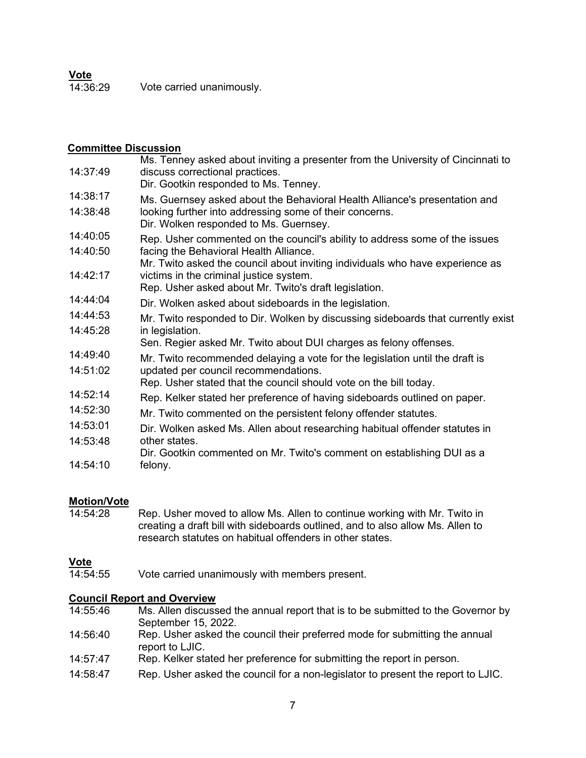**Vote**

14:36:29 Vote carried unanimously.

**Committee Discussion**

14:37:49 Ms. Tenney asked about inviting a presenter from the University of Cincinnati to discuss correctional practices.

14:38:17 Dir. Gootkin responded to Ms. Tenney.

14:38:48 Ms. Guernsey asked about the Behavioral Health Alliance's presentation and looking further into addressing some of their concerns.

14:40:05 Dir. Wolken responded to Ms. Guernsey.

14:40:50 Rep. Usher commented on the council's ability to address some of the issues facing the Behavioral Health Alliance.

14:42:17 Mr. Twito asked the council about inviting individuals who have experience as victims in the criminal justice system.

14:44:04 Rep. Usher asked about Mr. Twito's draft legislation.

14:44:53 Dir. Wolken asked about sideboards in the legislation.

14:45:28 Mr. Twito responded to Dir. Wolken by discussing sideboards that currently exist in legislation.

14:49:40 Sen. Regier asked Mr. Twito about DUI charges as felony offenses.

14:51:02 Mr. Twito recommended delaying a vote for the legislation until the draft is updated per council recommendations.

14:52:14 Rep. Usher stated that the council should vote on the bill today.

14:52:30 Rep. Kelker stated her preference of having sideboards outlined on paper.

14:53:01 Mr. Twito commented on the persistent felony offender statutes.

14:53:48 Dir. Wolken asked Ms. Allen about researching habitual offender statutes in other states.

14:54:10 Dir. Gootkin commented on Mr. Twito's comment on establishing DUI as a felony.

**Motion/Vote**

14:54:28 Rep. Usher moved to allow Ms. Allen to continue working with Mr. Twito in creating a draft bill with sideboards outlined, and to also allow Ms. Allen to research statutes on habitual offenders in other states.

**Vote**

14:54:55 Vote carried unanimously with members present.

**Council Report and Overview**

14:55:46 Ms. Allen discussed the annual report that is to be submitted to the Governor by September 15, 2022.

14:56:40 Rep. Usher asked the council their preferred mode for submitting the annual report to LJIC.

14:57:47 Rep. Kelker stated her preference for submitting the report in person.

14:58:47 Rep. Usher asked the council for a non-legislator to present the report to LJIC.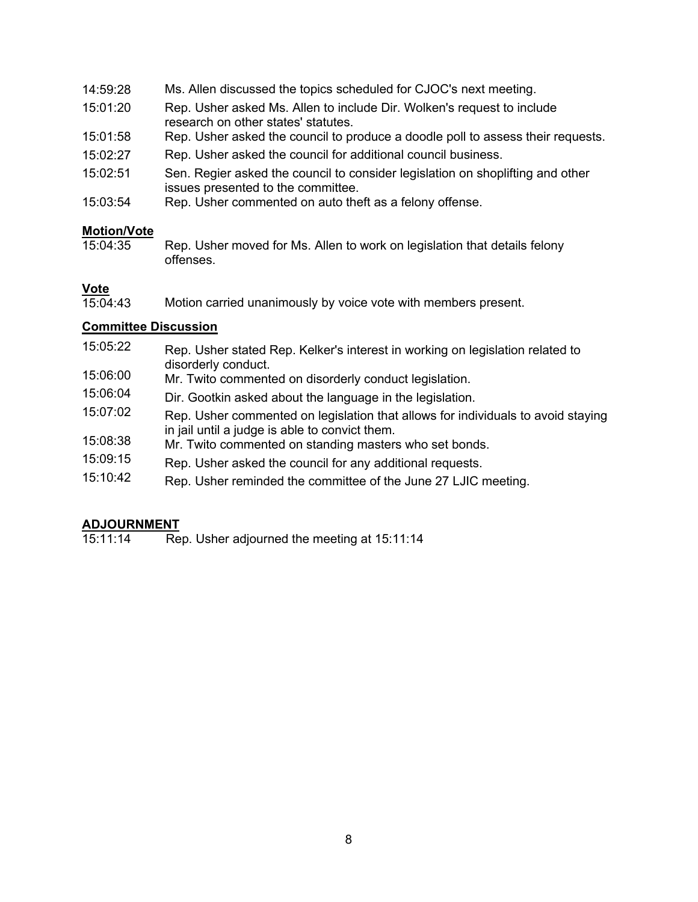14:59:28 Ms. Allen discussed the topics scheduled for CJOC's next meeting.

15:01:20 Rep. Usher asked Ms. Allen to include Dir. Wolken's request to include research on other states' statutes.

15:01:58 Rep. Usher asked the council to produce a doodle poll to assess their requests.

15:02:27 Rep. Usher asked the council for additional council business.

15:02:51 Sen. Regier asked the council to consider legislation on shoplifting and other issues presented to the committee.

15:03:54 Rep. Usher commented on auto theft as a felony offense.

**Motion/Vote**

15:04:35 Rep. Usher moved for Ms. Allen to work on legislation that details felony offenses.

**Vote**

15:04:43 Motion carried unanimously by voice vote with members present.

**Committee Discussion**

15:05:22 Rep. Usher stated Rep. Kelker's interest in working on legislation related to disorderly conduct.

15:06:00 Mr. Twito commented on disorderly conduct legislation.

15:06:04 Dir. Gootkin asked about the language in the legislation.

15:07:02 Rep. Usher commented on legislation that allows for individuals to avoid staying in jail until a judge is able to convict them.

15:08:38 Mr. Twito commented on standing masters who set bonds.

15:09:15 Rep. Usher asked the council for any additional requests.

15:10:42 Rep. Usher reminded the committee of the June 27 LJIC meeting.

**ADJOURNMENT**

15:11:14 Rep. Usher adjourned the meeting at 15:11:14